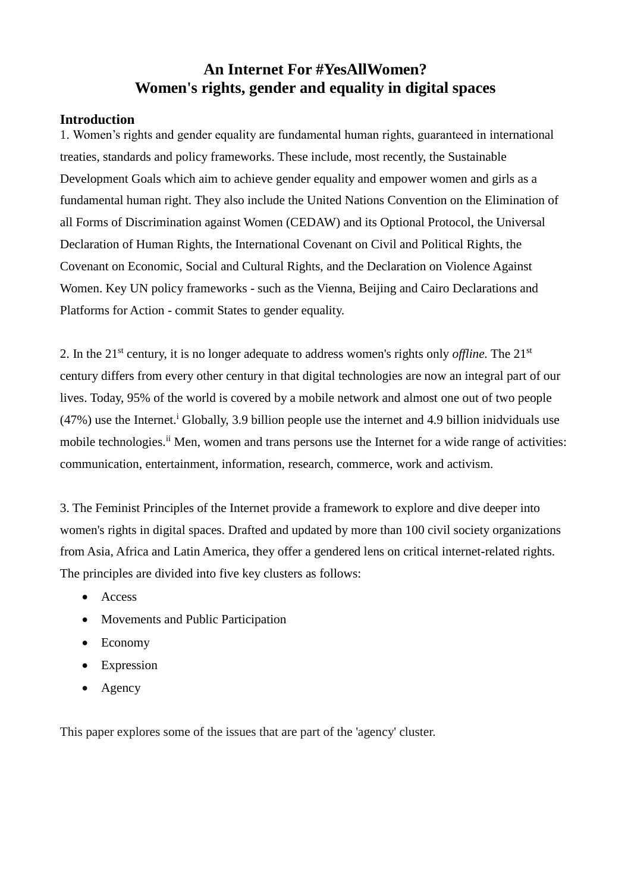# An Internet For #YesAllWomen?
# Women's rights, gender and equality in digital spaces

## Introduction

1. Women's rights and gender equality are fundamental human rights, guaranteed in international treaties, standards and policy frameworks. These include, most recently, the Sustainable Development Goals which aim to achieve gender equality and empower women and girls as a fundamental human right. They also include the United Nations Convention on the Elimination of all Forms of Discrimination against Women (CEDAW) and its Optional Protocol, the Universal Declaration of Human Rights, the International Covenant on Civil and Political Rights, the Covenant on Economic, Social and Cultural Rights, and the Declaration on Violence Against Women. Key UN policy frameworks - such as the Vienna, Beijing and Cairo Declarations and Platforms for Action - commit States to gender equality.

2. In the 21st century, it is no longer adequate to address women's rights only *offline*. The 21st century differs from every other century in that digital technologies are now an integral part of our lives. Today, 95% of the world is covered by a mobile network and almost one out of two people (47%) use the Internet.[i] Globally, 3.9 billion people use the internet and 4.9 billion inidviduals use mobile technologies.[ii] Men, women and trans persons use the Internet for a wide range of activities: communication, entertainment, information, research, commerce, work and activism.

3. The Feminist Principles of the Internet provide a framework to explore and dive deeper into women's rights in digital spaces. Drafted and updated by more than 100 civil society organizations from Asia, Africa and Latin America, they offer a gendered lens on critical internet-related rights. The principles are divided into five key clusters as follows:

- Access
- Movements and Public Participation
- Economy
- Expression
- Agency

This paper explores some of the issues that are part of the 'agency' cluster.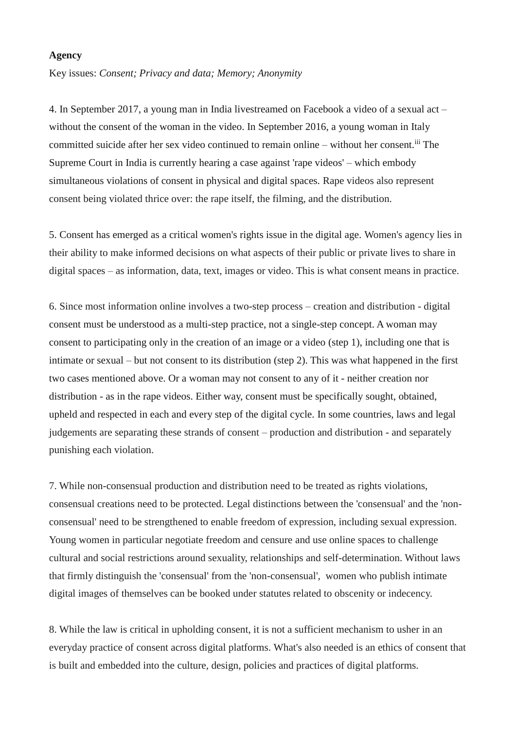**Agency**

Key issues: *Consent; Privacy and data; Memory; Anonymity*

4. In September 2017, a young man in India livestreamed on Facebook a video of a sexual act – without the consent of the woman in the video. In September 2016, a young woman in Italy committed suicide after her sex video continued to remain online – without her consent.[iii] The Supreme Court in India is currently hearing a case against 'rape videos' – which embody simultaneous violations of consent in physical and digital spaces. Rape videos also represent consent being violated thrice over: the rape itself, the filming, and the distribution.

5. Consent has emerged as a critical women's rights issue in the digital age. Women's agency lies in their ability to make informed decisions on what aspects of their public or private lives to share in digital spaces – as information, data, text, images or video. This is what consent means in practice.

6. Since most information online involves a two-step process – creation and distribution - digital consent must be understood as a multi-step practice, not a single-step concept. A woman may consent to participating only in the creation of an image or a video (step 1), including one that is intimate or sexual – but not consent to its distribution (step 2). This was what happened in the first two cases mentioned above. Or a woman may not consent to any of it - neither creation nor distribution - as in the rape videos. Either way, consent must be specifically sought, obtained, upheld and respected in each and every step of the digital cycle. In some countries, laws and legal judgements are separating these strands of consent – production and distribution - and separately punishing each violation.

7. While non-consensual production and distribution need to be treated as rights violations, consensual creations need to be protected. Legal distinctions between the 'consensual' and the 'non-consensual' need to be strengthened to enable freedom of expression, including sexual expression. Young women in particular negotiate freedom and censure and use online spaces to challenge cultural and social restrictions around sexuality, relationships and self-determination. Without laws that firmly distinguish the 'consensual' from the 'non-consensual', women who publish intimate digital images of themselves can be booked under statutes related to obscenity or indecency.

8. While the law is critical in upholding consent, it is not a sufficient mechanism to usher in an everyday practice of consent across digital platforms. What's also needed is an ethics of consent that is built and embedded into the culture, design, policies and practices of digital platforms.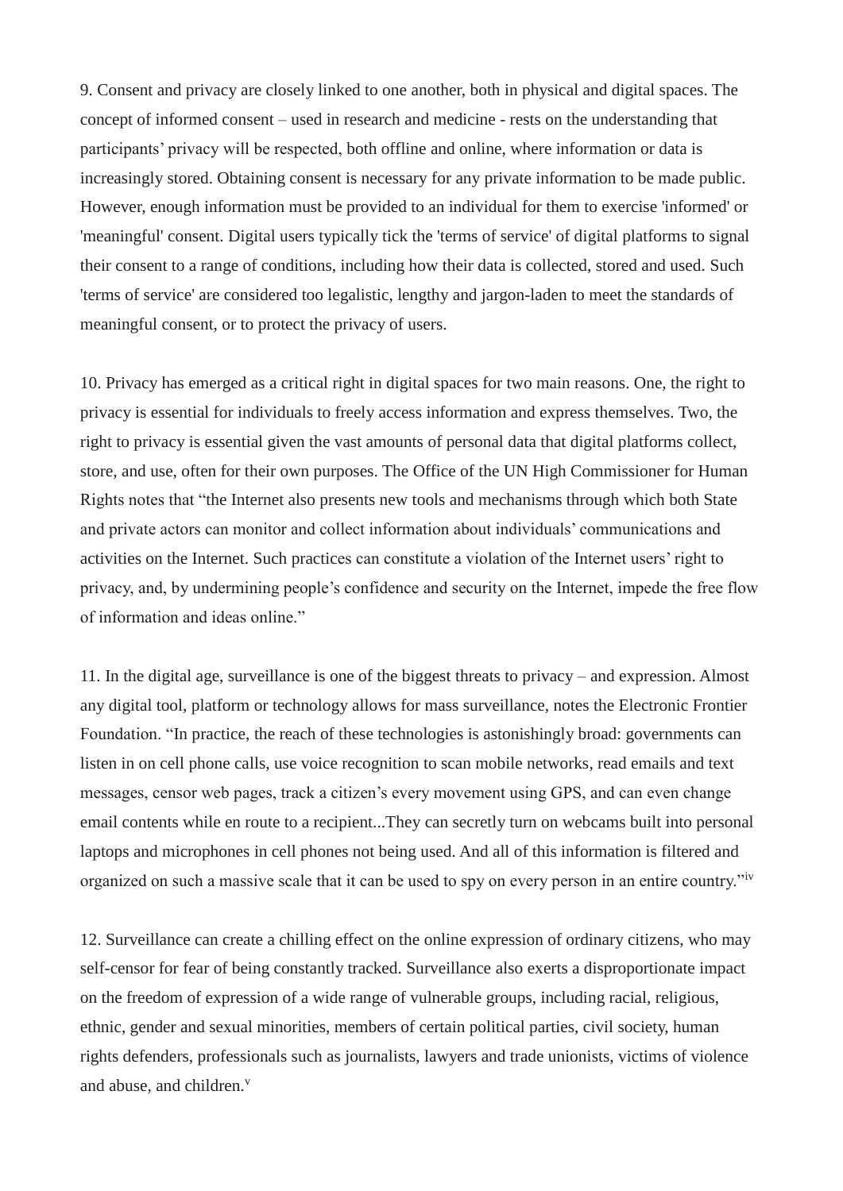9. Consent and privacy are closely linked to one another, both in physical and digital spaces. The concept of informed consent – used in research and medicine - rests on the understanding that participants' privacy will be respected, both offline and online, where information or data is increasingly stored. Obtaining consent is necessary for any private information to be made public. However, enough information must be provided to an individual for them to exercise 'informed' or 'meaningful' consent. Digital users typically tick the 'terms of service' of digital platforms to signal their consent to a range of conditions, including how their data is collected, stored and used. Such 'terms of service' are considered too legalistic, lengthy and jargon-laden to meet the standards of meaningful consent, or to protect the privacy of users.

10. Privacy has emerged as a critical right in digital spaces for two main reasons. One, the right to privacy is essential for individuals to freely access information and express themselves. Two, the right to privacy is essential given the vast amounts of personal data that digital platforms collect, store, and use, often for their own purposes. The Office of the UN High Commissioner for Human Rights notes that "the Internet also presents new tools and mechanisms through which both State and private actors can monitor and collect information about individuals' communications and activities on the Internet. Such practices can constitute a violation of the Internet users' right to privacy, and, by undermining people's confidence and security on the Internet, impede the free flow of information and ideas online."

11. In the digital age, surveillance is one of the biggest threats to privacy – and expression. Almost any digital tool, platform or technology allows for mass surveillance, notes the Electronic Frontier Foundation. "In practice, the reach of these technologies is astonishingly broad: governments can listen in on cell phone calls, use voice recognition to scan mobile networks, read emails and text messages, censor web pages, track a citizen's every movement using GPS, and can even change email contents while en route to a recipient...They can secretly turn on webcams built into personal laptops and microphones in cell phones not being used. And all of this information is filtered and organized on such a massive scale that it can be used to spy on every person in an entire country."[iv]

12. Surveillance can create a chilling effect on the online expression of ordinary citizens, who may self-censor for fear of being constantly tracked. Surveillance also exerts a disproportionate impact on the freedom of expression of a wide range of vulnerable groups, including racial, religious, ethnic, gender and sexual minorities, members of certain political parties, civil society, human rights defenders, professionals such as journalists, lawyers and trade unionists, victims of violence and abuse, and children.[v]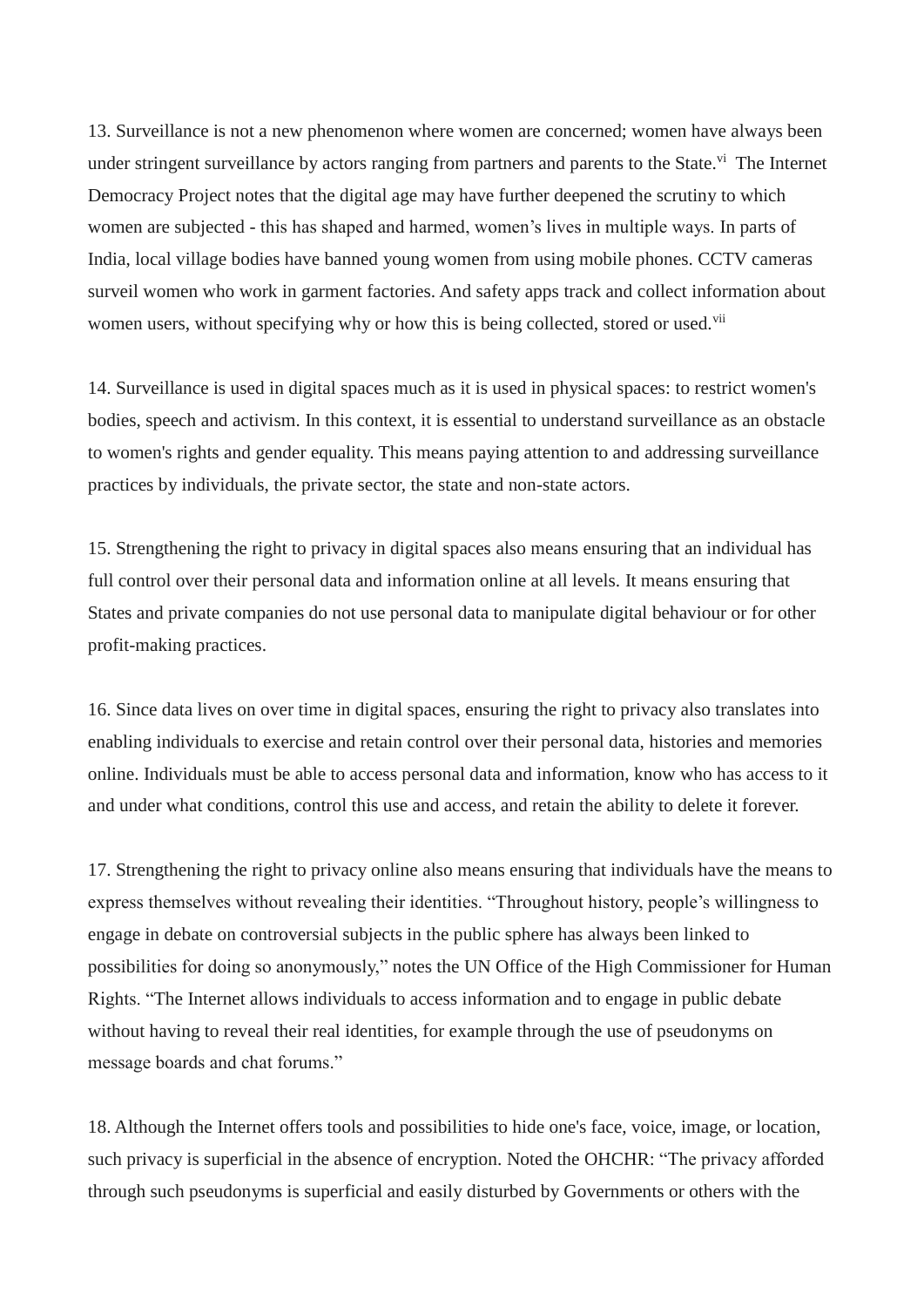13. Surveillance is not a new phenomenon where women are concerned; women have always been under stringent surveillance by actors ranging from partners and parents to the State.[vi] The Internet Democracy Project notes that the digital age may have further deepened the scrutiny to which women are subjected - this has shaped and harmed, women's lives in multiple ways. In parts of India, local village bodies have banned young women from using mobile phones. CCTV cameras surveil women who work in garment factories. And safety apps track and collect information about women users, without specifying why or how this is being collected, stored or used.[vii]

14. Surveillance is used in digital spaces much as it is used in physical spaces: to restrict women's bodies, speech and activism. In this context, it is essential to understand surveillance as an obstacle to women's rights and gender equality. This means paying attention to and addressing surveillance practices by individuals, the private sector, the state and non-state actors.

15. Strengthening the right to privacy in digital spaces also means ensuring that an individual has full control over their personal data and information online at all levels. It means ensuring that States and private companies do not use personal data to manipulate digital behaviour or for other profit-making practices.

16. Since data lives on over time in digital spaces, ensuring the right to privacy also translates into enabling individuals to exercise and retain control over their personal data, histories and memories online. Individuals must be able to access personal data and information, know who has access to it and under what conditions, control this use and access, and retain the ability to delete it forever.

17. Strengthening the right to privacy online also means ensuring that individuals have the means to express themselves without revealing their identities. "Throughout history, people's willingness to engage in debate on controversial subjects in the public sphere has always been linked to possibilities for doing so anonymously," notes the UN Office of the High Commissioner for Human Rights. "The Internet allows individuals to access information and to engage in public debate without having to reveal their real identities, for example through the use of pseudonyms on message boards and chat forums."

18. Although the Internet offers tools and possibilities to hide one's face, voice, image, or location, such privacy is superficial in the absence of encryption. Noted the OHCHR: "The privacy afforded through such pseudonyms is superficial and easily disturbed by Governments or others with the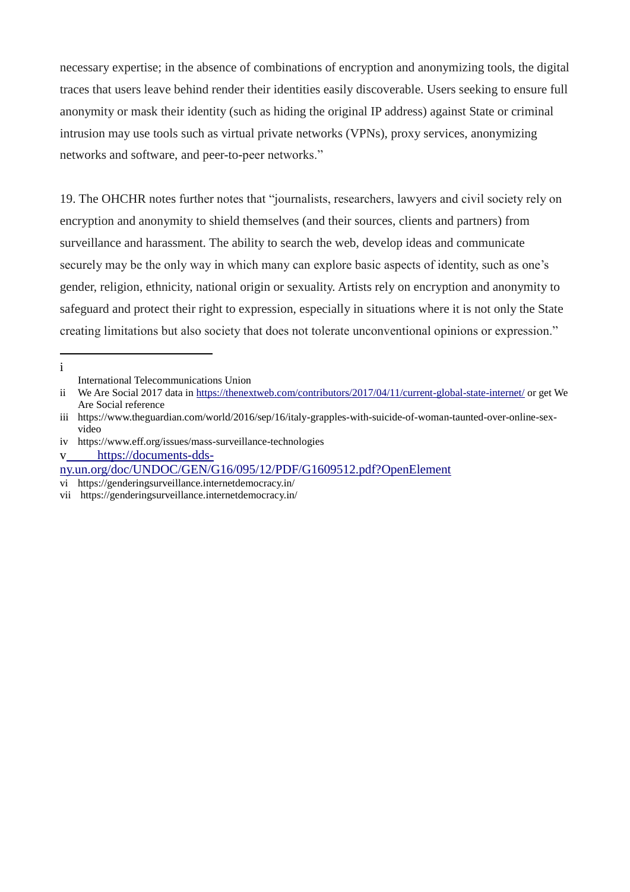necessary expertise; in the absence of combinations of encryption and anonymizing tools, the digital traces that users leave behind render their identities easily discoverable. Users seeking to ensure full anonymity or mask their identity (such as hiding the original IP address) against State or criminal intrusion may use tools such as virtual private networks (VPNs), proxy services, anonymizing networks and software, and peer-to-peer networks."

19. The OHCHR notes further notes that "journalists, researchers, lawyers and civil society rely on encryption and anonymity to shield themselves (and their sources, clients and partners) from surveillance and harassment. The ability to search the web, develop ideas and communicate securely may be the only way in which many can explore basic aspects of identity, such as one's gender, religion, ethnicity, national origin or sexuality. Artists rely on encryption and anonymity to safeguard and protect their right to expression, especially in situations where it is not only the State creating limitations but also society that does not tolerate unconventional opinions or expression."

---

i International Telecommunications Union

ii We Are Social 2017 data in https://thenextweb.com/contributors/2017/04/11/current-global-state-internet/ or get We Are Social reference

iii https://www.theguardian.com/world/2016/sep/16/italy-grapples-with-suicide-of-woman-taunted-over-online-sex-video

iv https://www.eff.org/issues/mass-surveillance-technologies

v https://documents-dds-ny.un.org/doc/UNDOC/GEN/G16/095/12/PDF/G1609512.pdf?OpenElement

vi https://genderingsurveillance.internetdemocracy.in/

vii https://genderingsurveillance.internetdemocracy.in/